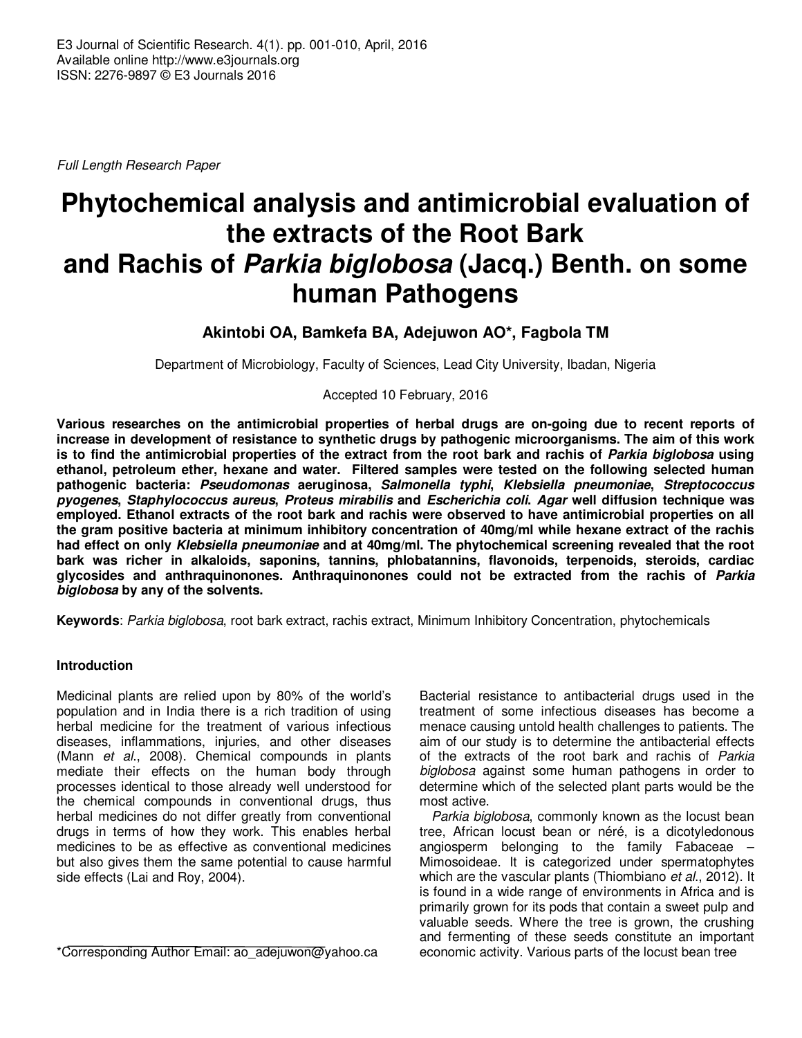E3 Journal of Scientific Research. 4(1). pp. 001-010, April, 2016
Available online http://www.e3journals.org
ISSN: 2276-9897 © E3 Journals 2016

*Full Length Research Paper*

# Phytochemical analysis and antimicrobial evaluation of the extracts of the Root Bark and Rachis of *Parkia biglobosa* (Jacq.) Benth. on some human Pathogens

**Akintobi OA, Bamkefa BA, Adejuwon AO*, Fagbola TM**

Department of Microbiology, Faculty of Sciences, Lead City University, Ibadan, Nigeria

Accepted 10 February, 2016

**Various researches on the antimicrobial properties of herbal drugs are on-going due to recent reports of increase in development of resistance to synthetic drugs by pathogenic microorganisms. The aim of this work is to find the antimicrobial properties of the extract from the root bark and rachis of *Parkia biglobosa* using ethanol, petroleum ether, hexane and water. Filtered samples were tested on the following selected human pathogenic bacteria: *Pseudomonas* aeruginosa, *Salmonella typhi*, *Klebsiella pneumoniae*, *Streptococcus pyogenes*, *Staphylococcus aureus*, *Proteus mirabilis* and *Escherichia coli*. *Agar* well diffusion technique was employed. Ethanol extracts of the root bark and rachis were observed to have antimicrobial properties on all the gram positive bacteria at minimum inhibitory concentration of 40mg/ml while hexane extract of the rachis had effect on only *Klebsiella pneumoniae* and at 40mg/ml. The phytochemical screening revealed that the root bark was richer in alkaloids, saponins, tannins, phlobatannins, flavonoids, terpenoids, steroids, cardiac glycosides and anthraquinonones. Anthraquinonones could not be extracted from the rachis of *Parkia biglobosa* by any of the solvents.**

**Keywords**: *Parkia biglobosa*, root bark extract, rachis extract, Minimum Inhibitory Concentration, phytochemicals

## Introduction

Medicinal plants are relied upon by 80% of the world's population and in India there is a rich tradition of using herbal medicine for the treatment of various infectious diseases, inflammations, injuries, and other diseases (Mann *et al*., 2008). Chemical compounds in plants mediate their effects on the human body through processes identical to those already well understood for the chemical compounds in conventional drugs, thus herbal medicines do not differ greatly from conventional drugs in terms of how they work. This enables herbal medicines to be as effective as conventional medicines but also gives them the same potential to cause harmful side effects (Lai and Roy, 2004).

Bacterial resistance to antibacterial drugs used in the treatment of some infectious diseases has become a menace causing untold health challenges to patients. The aim of our study is to determine the antibacterial effects of the extracts of the root bark and rachis of *Parkia biglobosa* against some human pathogens in order to determine which of the selected plant parts would be the most active.

*Parkia biglobosa*, commonly known as the locust bean tree, African locust bean or néré, is a dicotyledonous angiosperm belonging to the family Fabaceae – Mimosoideae. It is categorized under spermatophytes which are the vascular plants (Thiombiano *et al*., 2012). It is found in a wide range of environments in Africa and is primarily grown for its pods that contain a sweet pulp and valuable seeds. Where the tree is grown, the crushing and fermenting of these seeds constitute an important economic activity. Various parts of the locust bean tree

*Corresponding Author Email: ao_adejuwon@yahoo.ca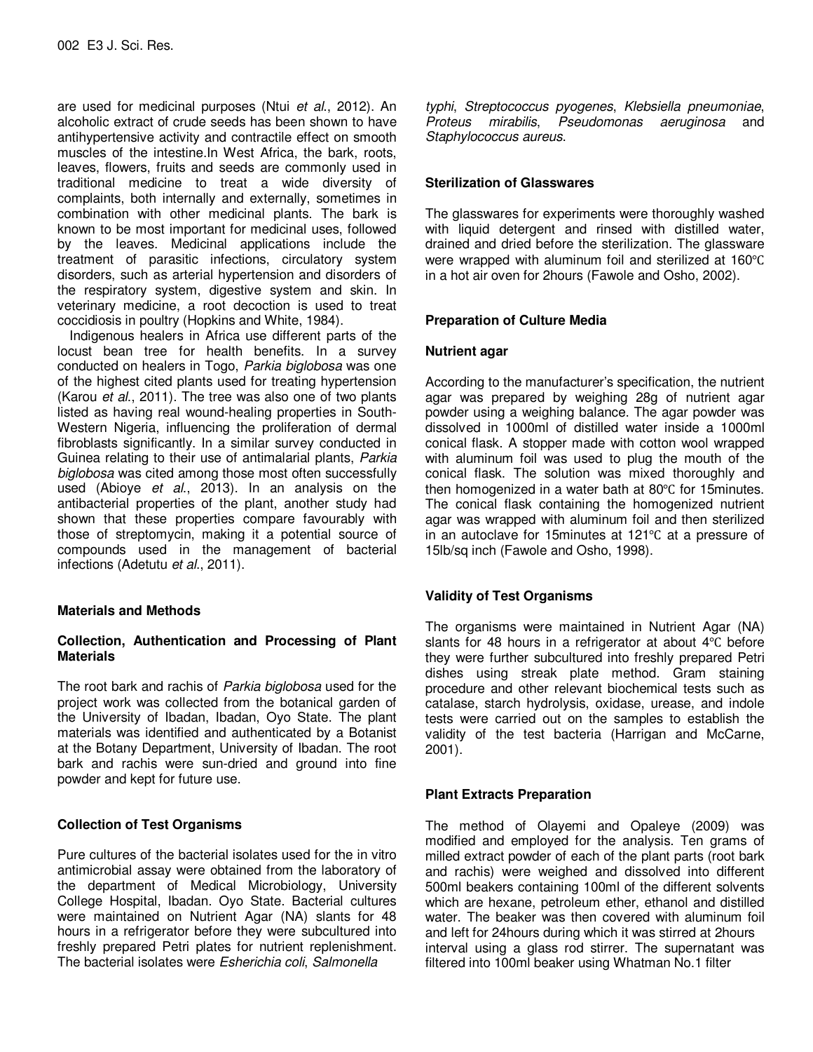are used for medicinal purposes (Ntui *et al.*, 2012). An alcoholic extract of crude seeds has been shown to have antihypertensive activity and contractile effect on smooth muscles of the intestine.In West Africa, the bark, roots, leaves, flowers, fruits and seeds are commonly used in traditional medicine to treat a wide diversity of complaints, both internally and externally, sometimes in combination with other medicinal plants. The bark is known to be most important for medicinal uses, followed by the leaves. Medicinal applications include the treatment of parasitic infections, circulatory system disorders, such as arterial hypertension and disorders of the respiratory system, digestive system and skin. In veterinary medicine, a root decoction is used to treat coccidiosis in poultry (Hopkins and White, 1984).

Indigenous healers in Africa use different parts of the locust bean tree for health benefits. In a survey conducted on healers in Togo, *Parkia biglobosa* was one of the highest cited plants used for treating hypertension (Karou *et al.*, 2011). The tree was also one of two plants listed as having real wound-healing properties in South-Western Nigeria, influencing the proliferation of dermal fibroblasts significantly. In a similar survey conducted in Guinea relating to their use of antimalarial plants, *Parkia biglobosa* was cited among those most often successfully used (Abioye *et al.*, 2013). In an analysis on the antibacterial properties of the plant, another study had shown that these properties compare favourably with those of streptomycin, making it a potential source of compounds used in the management of bacterial infections (Adetutu *et al.*, 2011).

## Materials and Methods

### Collection, Authentication and Processing of Plant Materials

The root bark and rachis of *Parkia biglobosa* used for the project work was collected from the botanical garden of the University of Ibadan, Ibadan, Oyo State. The plant materials was identified and authenticated by a Botanist at the Botany Department, University of Ibadan. The root bark and rachis were sun-dried and ground into fine powder and kept for future use.

### Collection of Test Organisms

Pure cultures of the bacterial isolates used for the in vitro antimicrobial assay were obtained from the laboratory of the department of Medical Microbiology, University College Hospital, Ibadan. Oyo State. Bacterial cultures were maintained on Nutrient Agar (NA) slants for 48 hours in a refrigerator before they were subcultured into freshly prepared Petri plates for nutrient replenishment. The bacterial isolates were *Esherichia coli*, *Salmonella typhi*, *Streptococcus pyogenes*, *Klebsiella pneumoniae*, *Proteus mirabilis*, *Pseudomonas aeruginosa* and *Staphylococcus aureus*.

### Sterilization of Glasswares

The glasswares for experiments were thoroughly washed with liquid detergent and rinsed with distilled water, drained and dried before the sterilization. The glassware were wrapped with aluminum foil and sterilized at 160℃ in a hot air oven for 2hours (Fawole and Osho, 2002).

### Preparation of Culture Media

#### Nutrient agar

According to the manufacturer's specification, the nutrient agar was prepared by weighing 28g of nutrient agar powder using a weighing balance. The agar powder was dissolved in 1000ml of distilled water inside a 1000ml conical flask. A stopper made with cotton wool wrapped with aluminum foil was used to plug the mouth of the conical flask. The solution was mixed thoroughly and then homogenized in a water bath at 80℃ for 15minutes. The conical flask containing the homogenized nutrient agar was wrapped with aluminum foil and then sterilized in an autoclave for 15minutes at 121℃ at a pressure of 15lb/sq inch (Fawole and Osho, 1998).

### Validity of Test Organisms

The organisms were maintained in Nutrient Agar (NA) slants for 48 hours in a refrigerator at about 4℃ before they were further subcultured into freshly prepared Petri dishes using streak plate method. Gram staining procedure and other relevant biochemical tests such as catalase, starch hydrolysis, oxidase, urease, and indole tests were carried out on the samples to establish the validity of the test bacteria (Harrigan and McCarne, 2001).

### Plant Extracts Preparation

The method of Olayemi and Opaleye (2009) was modified and employed for the analysis. Ten grams of milled extract powder of each of the plant parts (root bark and rachis) were weighed and dissolved into different 500ml beakers containing 100ml of the different solvents which are hexane, petroleum ether, ethanol and distilled water. The beaker was then covered with aluminum foil and left for 24hours during which it was stirred at 2hours interval using a glass rod stirrer. The supernatant was filtered into 100ml beaker using Whatman No.1 filter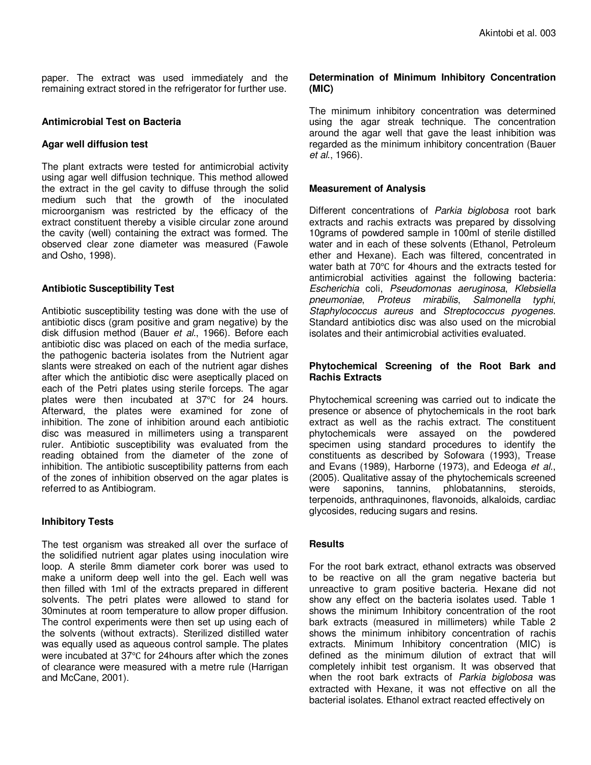paper. The extract was used immediately and the remaining extract stored in the refrigerator for further use.

### Antimicrobial Test on Bacteria

#### Agar well diffusion test

The plant extracts were tested for antimicrobial activity using agar well diffusion technique. This method allowed the extract in the gel cavity to diffuse through the solid medium such that the growth of the inoculated microorganism was restricted by the efficacy of the extract constituent thereby a visible circular zone around the cavity (well) containing the extract was formed. The observed clear zone diameter was measured (Fawole and Osho, 1998).

### Antibiotic Susceptibility Test

Antibiotic susceptibility testing was done with the use of antibiotic discs (gram positive and gram negative) by the disk diffusion method (Bauer *et al*., 1966). Before each antibiotic disc was placed on each of the media surface, the pathogenic bacteria isolates from the Nutrient agar slants were streaked on each of the nutrient agar dishes after which the antibiotic disc were aseptically placed on each of the Petri plates using sterile forceps. The agar plates were then incubated at 37℃ for 24 hours. Afterward, the plates were examined for zone of inhibition. The zone of inhibition around each antibiotic disc was measured in millimeters using a transparent ruler. Antibiotic susceptibility was evaluated from the reading obtained from the diameter of the zone of inhibition. The antibiotic susceptibility patterns from each of the zones of inhibition observed on the agar plates is referred to as Antibiogram.

### Inhibitory Tests

The test organism was streaked all over the surface of the solidified nutrient agar plates using inoculation wire loop. A sterile 8mm diameter cork borer was used to make a uniform deep well into the gel. Each well was then filled with 1ml of the extracts prepared in different solvents. The petri plates were allowed to stand for 30minutes at room temperature to allow proper diffusion. The control experiments were then set up using each of the solvents (without extracts). Sterilized distilled water was equally used as aqueous control sample. The plates were incubated at 37℃ for 24hours after which the zones of clearance were measured with a metre rule (Harrigan and McCane, 2001).

### Determination of Minimum Inhibitory Concentration (MIC)

The minimum inhibitory concentration was determined using the agar streak technique. The concentration around the agar well that gave the least inhibition was regarded as the minimum inhibitory concentration (Bauer *et al*., 1966).

### Measurement of Analysis

Different concentrations of *Parkia biglobosa* root bark extracts and rachis extracts was prepared by dissolving 10grams of powdered sample in 100ml of sterile distilled water and in each of these solvents (Ethanol, Petroleum ether and Hexane). Each was filtered, concentrated in water bath at 70℃ for 4hours and the extracts tested for antimicrobial activities against the following bacteria: *Escherichia* coli, *Pseudomonas aeruginosa*, *Klebsiella pneumoniae*, *Proteus mirabilis*, *Salmonella typhi*, *Staphylococcus aureus* and *Streptococcus pyogenes*. Standard antibiotics disc was also used on the microbial isolates and their antimicrobial activities evaluated.

### Phytochemical Screening of the Root Bark and Rachis Extracts

Phytochemical screening was carried out to indicate the presence or absence of phytochemicals in the root bark extract as well as the rachis extract. The constituent phytochemicals were assayed on the powdered specimen using standard procedures to identify the constituents as described by Sofowara (1993), Trease and Evans (1989), Harborne (1973), and Edeoga *et al*., (2005). Qualitative assay of the phytochemicals screened were saponins, tannins, phlobatannins, steroids, terpenoids, anthraquinones, flavonoids, alkaloids, cardiac glycosides, reducing sugars and resins.

### Results

For the root bark extract, ethanol extracts was observed to be reactive on all the gram negative bacteria but unreactive to gram positive bacteria. Hexane did not show any effect on the bacteria isolates used. Table 1 shows the minimum Inhibitory concentration of the root bark extracts (measured in millimeters) while Table 2 shows the minimum inhibitory concentration of rachis extracts. Minimum Inhibitory concentration (MIC) is defined as the minimum dilution of extract that will completely inhibit test organism. It was observed that when the root bark extracts of *Parkia biglobosa* was extracted with Hexane, it was not effective on all the bacterial isolates. Ethanol extract reacted effectively on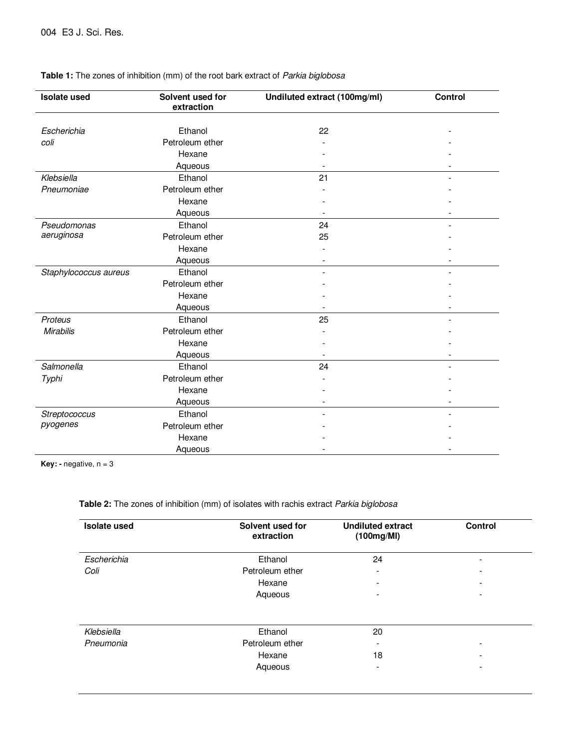**Table 1:** The zones of inhibition (mm) of the root bark extract of *Parkia biglobosa*

| Isolate used | Solvent used for extraction | Undiluted extract (100mg/ml) | Control |
|---|---|---|---|
| *Escherichia coli* | Ethanol | 22 | - |
| | Petroleum ether | - | - |
| | Hexane | - | - |
| | Aqueous | - | - |
| *Klebsiella Pneumoniae* | Ethanol | 21 | - |
| | Petroleum ether | - | - |
| | Hexane | - | - |
| | Aqueous | - | - |
| *Pseudomonas aeruginosa* | Ethanol | 24 | - |
| | Petroleum ether | 25 | - |
| | Hexane | - | - |
| | Aqueous | - | - |
| *Staphylococcus aureus* | Ethanol | - | - |
| | Petroleum ether | - | - |
| | Hexane | - | - |
| | Aqueous | - | - |
| *Proteus Mirabilis* | Ethanol | 25 | - |
| | Petroleum ether | - | - |
| | Hexane | - | - |
| | Aqueous | - | - |
| *Salmonella Typhi* | Ethanol | 24 | - |
| | Petroleum ether | - | - |
| | Hexane | - | - |
| | Aqueous | - | - |
| *Streptococcus pyogenes* | Ethanol | - | - |
| | Petroleum ether | - | - |
| | Hexane | - | - |
| | Aqueous | - | - |

**Key: -** negative, n = 3

**Table 2:** The zones of inhibition (mm) of isolates with rachis extract *Parkia biglobosa*

| Isolate used | Solvent used for extraction | Undiluted extract (100mg/Ml) | Control |
|---|---|---|---|
| *Escherichia Coli* | Ethanol | 24 | - |
| | Petroleum ether | - | - |
| | Hexane | - | - |
| | Aqueous | - | - |
| *Klebsiella Pneumonia* | Ethanol | 20 | |
| | Petroleum ether | - | - |
| | Hexane | 18 | - |
| | Aqueous | - | - |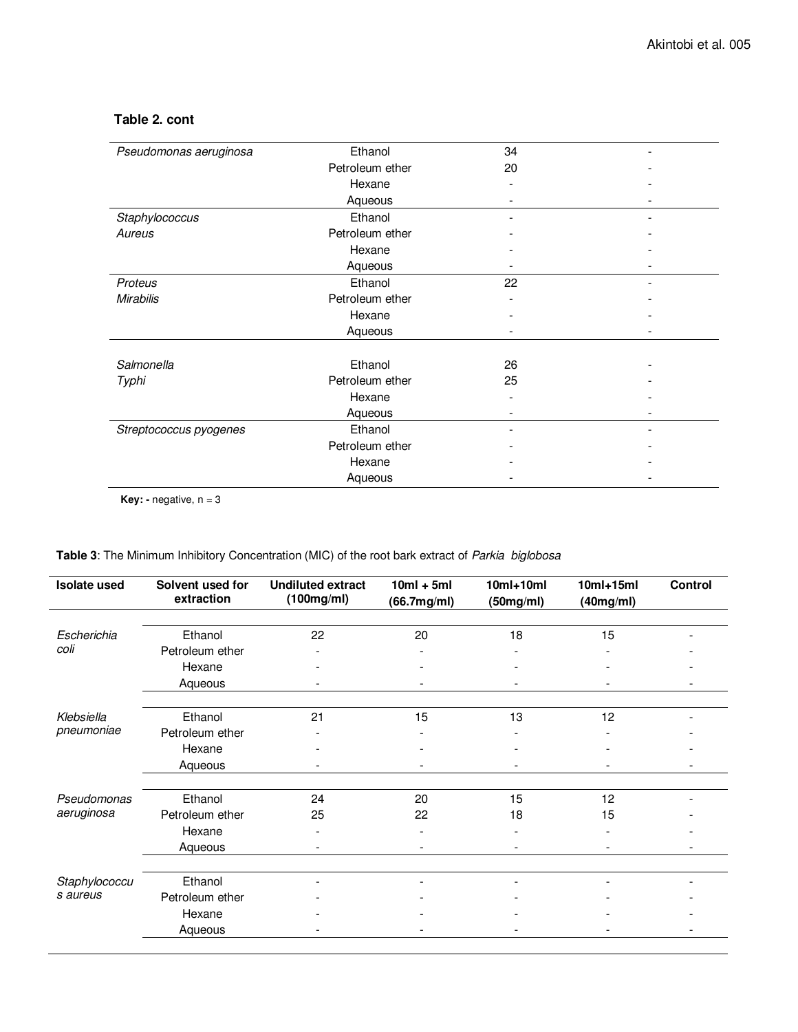**Table 2. cont**

| | | | |
|---|---|---|---|
| *Pseudomonas aeruginosa* | Ethanol | 34 | - |
| | Petroleum ether | 20 | - |
| | Hexane | - | - |
| | Aqueous | - | - |
| *Staphylococcus Aureus* | Ethanol | - | - |
| | Petroleum ether | - | - |
| | Hexane | - | - |
| | Aqueous | - | - |
| *Proteus Mirabilis* | Ethanol | 22 | - |
| | Petroleum ether | - | - |
| | Hexane | - | - |
| | Aqueous | - | - |
| *Salmonella Typhi* | Ethanol | 26 | - |
| | Petroleum ether | 25 | - |
| | Hexane | - | - |
| | Aqueous | - | - |
| *Streptococcus pyogenes* | Ethanol | - | - |
| | Petroleum ether | - | - |
| | Hexane | - | - |
| | Aqueous | - | - |

**Key: -** negative, n = 3

**Table 3**: The Minimum Inhibitory Concentration (MIC) of the root bark extract of *Parkia biglobosa*

| Isolate used | Solvent used for extraction | Undiluted extract (100mg/ml) | 10ml + 5ml (66.7mg/ml) | 10ml+10ml (50mg/ml) | 10ml+15ml (40mg/ml) | Control |
|---|---|---|---|---|---|---|
| *Escherichia coli* | Ethanol | 22 | 20 | 18 | 15 | - |
| | Petroleum ether | - | - | - | - | - |
| | Hexane | - | - | - | - | - |
| | Aqueous | - | - | - | - | - |
| *Klebsiella pneumoniae* | Ethanol | 21 | 15 | 13 | 12 | - |
| | Petroleum ether | - | - | - | - | - |
| | Hexane | - | - | - | - | - |
| | Aqueous | - | - | - | - | - |
| *Pseudomonas aeruginosa* | Ethanol | 24 | 20 | 15 | 12 | - |
| | Petroleum ether | 25 | 22 | 18 | 15 | - |
| | Hexane | - | - | - | - | - |
| | Aqueous | - | - | - | - | - |
| *Staphylococcus aureus* | Ethanol | - | - | - | - | - |
| | Petroleum ether | - | - | - | - | - |
| | Hexane | - | - | - | - | - |
| | Aqueous | - | - | - | - | - |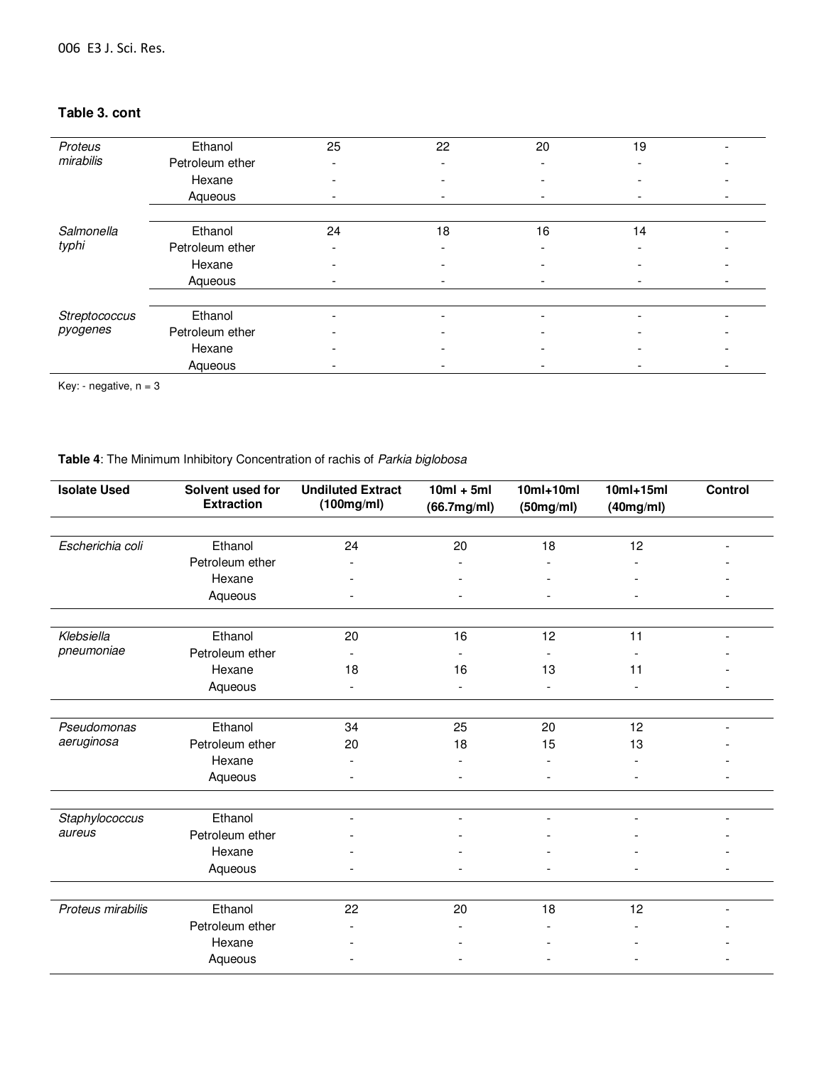**Table 3. cont**

| | | | | | | |
|---|---|---|---|---|---|---|
| *Proteus mirabilis* | Ethanol | 25 | 22 | 20 | 19 | - |
| | Petroleum ether | - | - | - | - | - |
| | Hexane | - | - | - | - | - |
| | Aqueous | - | - | - | - | - |
| *Salmonella typhi* | Ethanol | 24 | 18 | 16 | 14 | - |
| | Petroleum ether | - | - | - | - | - |
| | Hexane | - | - | - | - | - |
| | Aqueous | - | - | - | - | - |
| *Streptococcus pyogenes* | Ethanol | - | - | - | - | - |
| | Petroleum ether | - | - | - | - | - |
| | Hexane | - | - | - | - | - |
| | Aqueous | - | - | - | - | - |

Key: - negative, n = 3

**Table 4**: The Minimum Inhibitory Concentration of rachis of *Parkia biglobosa*

| Isolate Used | Solvent used for Extraction | Undiluted Extract (100mg/ml) | 10ml + 5ml (66.7mg/ml) | 10ml+10ml (50mg/ml) | 10ml+15ml (40mg/ml) | Control |
|---|---|---|---|---|---|---|
| *Escherichia coli* | Ethanol | 24 | 20 | 18 | 12 | - |
| | Petroleum ether | - | - | - | - | - |
| | Hexane | - | - | - | - | - |
| | Aqueous | - | - | - | - | - |
| *Klebsiella pneumoniae* | Ethanol | 20 | 16 | 12 | 11 | - |
| | Petroleum ether | - | - | - | - | - |
| | Hexane | 18 | 16 | 13 | 11 | - |
| | Aqueous | - | - | - | - | - |
| *Pseudomonas aeruginosa* | Ethanol | 34 | 25 | 20 | 12 | - |
| | Petroleum ether | 20 | 18 | 15 | 13 | - |
| | Hexane | - | - | - | - | - |
| | Aqueous | - | - | - | - | - |
| *Staphylococcus aureus* | Ethanol | - | - | - | - | - |
| | Petroleum ether | - | - | - | - | - |
| | Hexane | - | - | - | - | - |
| | Aqueous | - | - | - | - | - |
| *Proteus mirabilis* | Ethanol | 22 | 20 | 18 | 12 | - |
| | Petroleum ether | - | - | - | - | - |
| | Hexane | - | - | - | - | - |
| | Aqueous | - | - | - | - | - |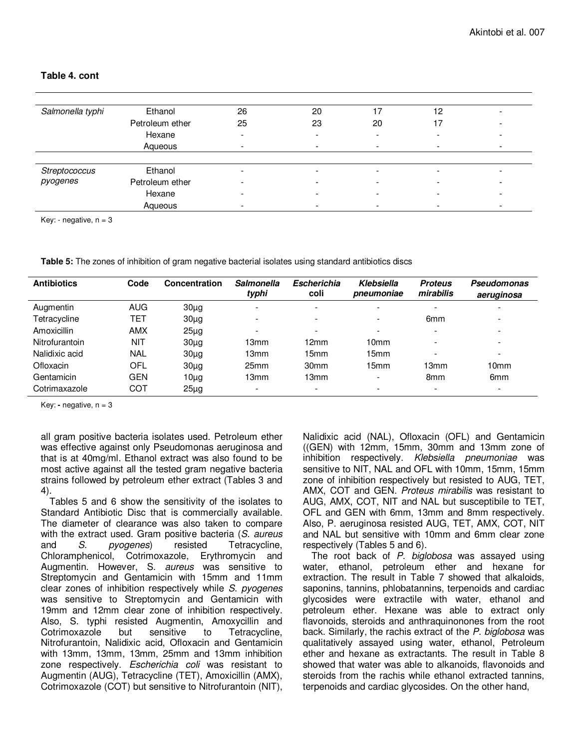**Table 4. cont**

| | | | | | | |
|---|---|---|---|---|---|---|
| *Salmonella typhi* | Ethanol | 26 | 20 | 17 | 12 | - |
| | Petroleum ether | 25 | 23 | 20 | 17 | - |
| | Hexane | - | - | - | - | - |
| | Aqueous | - | - | - | - | - |
| *Streptococcus pyogenes* | Ethanol | - | - | - | - | - |
| | Petroleum ether | - | - | - | - | - |
| | Hexane | - | - | - | - | - |
| | Aqueous | - | - | - | - | - |

Key: - negative, n = 3

**Table 5:** The zones of inhibition of gram negative bacterial isolates using standard antibiotics discs

| Antibiotics | Code | Concentration | *Salmonella typhi* | *Escherichia coli* | *Klebsiella pneumoniae* | *Proteus mirabilis* | *Pseudomonas aeruginosa* |
|---|---|---|---|---|---|---|---|
| Augmentin | AUG | 30µg | - | - | - | - | - |
| Tetracycline | TET | 30µg | - | - | - | 6mm | - |
| Amoxicillin | AMX | 25µg | - | - | - | - | - |
| Nitrofurantoin | NIT | 30µg | 13mm | 12mm | 10mm | - | - |
| Nalidixic acid | NAL | 30µg | 13mm | 15mm | 15mm | - | - |
| Ofloxacin | OFL | 30µg | 25mm | 30mm | 15mm | 13mm | 10mm |
| Gentamicin | GEN | 10µg | 13mm | 13mm | - | 8mm | 6mm |
| Cotrimaxazole | COT | 25µg | - | - | - | - | - |

Key: - negative, n = 3

all gram positive bacteria isolates used. Petroleum ether was effective against only Pseudomonas aeruginosa and that is at 40mg/ml. Ethanol extract was also found to be most active against all the tested gram negative bacteria strains followed by petroleum ether extract (Tables 3 and 4).

Tables 5 and 6 show the sensitivity of the isolates to Standard Antibiotic Disc that is commercially available. The diameter of clearance was also taken to compare with the extract used. Gram positive bacteria (*S. aureus* and *S. pyogenes*) resisted Tetracycline, Chloramphenicol, Cotrimoxazole, Erythromycin and Augmentin. However, S. *aureus* was sensitive to Streptomycin and Gentamicin with 15mm and 11mm clear zones of inhibition respectively while *S. pyogenes* was sensitive to Streptomycin and Gentamicin with 19mm and 12mm clear zone of inhibition respectively. Also, S. typhi resisted Augmentin, Amoxycillin and Cotrimoxazole but sensitive to Tetracycline, Nitrofurantoin, Nalidixic acid, Ofloxacin and Gentamicin with 13mm, 13mm, 13mm, 25mm and 13mm inhibition zone respectively. *Escherichia coli* was resistant to Augmentin (AUG), Tetracycline (TET), Amoxicillin (AMX), Cotrimoxazole (COT) but sensitive to Nitrofurantoin (NIT), Nalidixic acid (NAL), Ofloxacin (OFL) and Gentamicin ((GEN) with 12mm, 15mm, 30mm and 13mm zone of inhibition respectively. *Klebsiella pneumoniae* was sensitive to NIT, NAL and OFL with 10mm, 15mm, 15mm zone of inhibition respectively but resisted to AUG, TET, AMX, COT and GEN. *Proteus mirabilis* was resistant to AUG, AMX, COT, NIT and NAL but susceptibile to TET, OFL and GEN with 6mm, 13mm and 8mm respectively. Also, P. aeruginosa resisted AUG, TET, AMX, COT, NIT and NAL but sensitive with 10mm and 6mm clear zone respectively (Tables 5 and 6).

The root back of *P. biglobosa* was assayed using water, ethanol, petroleum ether and hexane for extraction. The result in Table 7 showed that alkaloids, saponins, tannins, phlobatannins, terpenoids and cardiac glycosides were extractile with water, ethanol and petroleum ether. Hexane was able to extract only flavonoids, steroids and anthraquinonones from the root back. Similarly, the rachis extract of the *P. biglobosa* was qualitatively assayed using water, ethanol, Petroleum ether and hexane as extractants. The result in Table 8 showed that water was able to alkanoids, flavonoids and steroids from the rachis while ethanol extracted tannins, terpenoids and cardiac glycosides. On the other hand,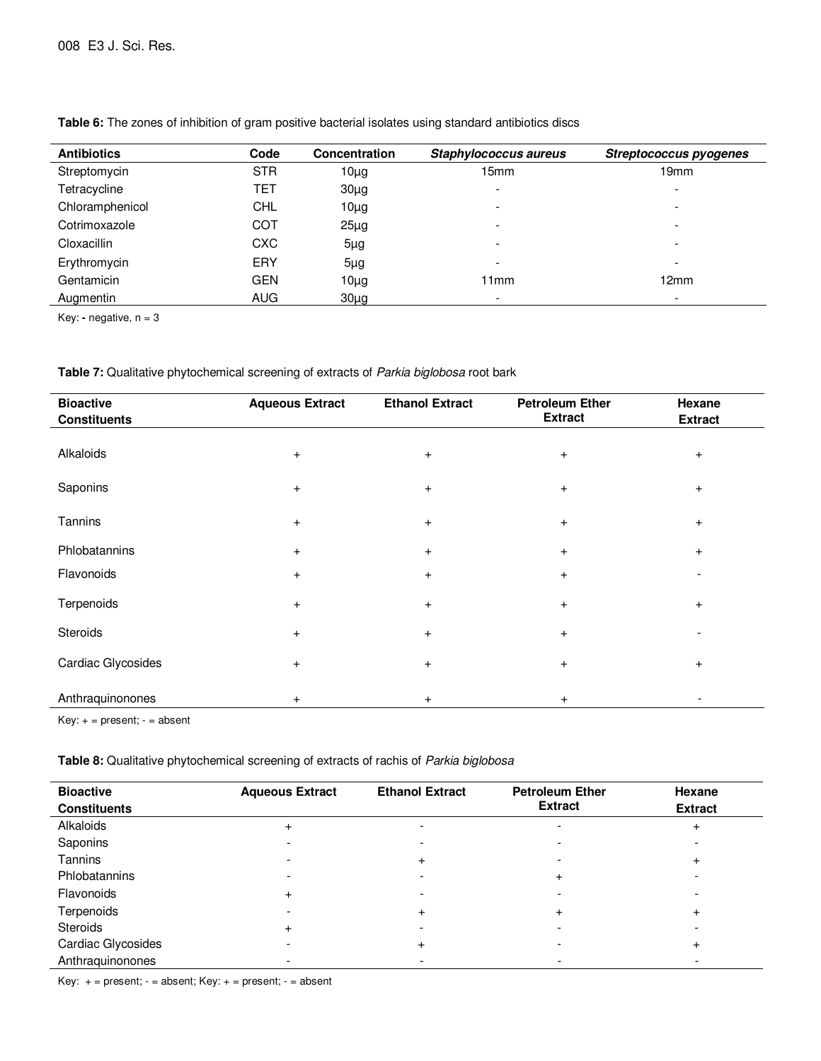**Table 6:** The zones of inhibition of gram positive bacterial isolates using standard antibiotics discs

| Antibiotics | Code | Concentration | *Staphylococcus aureus* | *Streptococcus pyogenes* |
|---|---|---|---|---|
| Streptomycin | STR | 10µg | 15mm | 19mm |
| Tetracycline | TET | 30µg | - | - |
| Chloramphenicol | CHL | 10µg | - | - |
| Cotrimoxazole | COT | 25µg | - | - |
| Cloxacillin | CXC | 5µg | - | - |
| Erythromycin | ERY | 5µg | - | - |
| Gentamicin | GEN | 10µg | 11mm | 12mm |
| Augmentin | AUG | 30µg | - | - |

Key: **-** negative, n = 3

**Table 7:** Qualitative phytochemical screening of extracts of *Parkia biglobosa* root bark

| Bioactive Constituents | Aqueous Extract | Ethanol Extract | Petroleum Ether Extract | Hexane Extract |
|---|---|---|---|---|
| Alkaloids | + | + | + | + |
| Saponins | + | + | + | + |
| Tannins | + | + | + | + |
| Phlobatannins | + | + | + | + |
| Flavonoids | + | + | + | - |
| Terpenoids | + | + | + | + |
| Steroids | + | + | + | - |
| Cardiac Glycosides | + | + | + | + |
| Anthraquinonones | + | + | + | - |

Key: + = present; - = absent

**Table 8:** Qualitative phytochemical screening of extracts of rachis of *Parkia biglobosa*

| Bioactive Constituents | Aqueous Extract | Ethanol Extract | Petroleum Ether Extract | Hexane Extract |
|---|---|---|---|---|
| Alkaloids | + | - | - | + |
| Saponins | - | - | - | - |
| Tannins | - | + | - | + |
| Phlobatannins | - | - | + | - |
| Flavonoids | + | - | - | - |
| Terpenoids | - | + | + | + |
| Steroids | + | - | - | - |
| Cardiac Glycosides | - | + | - | + |
| Anthraquinonones | - | - | - | - |

Key: + = present; - = absent; Key: + = present; - = absent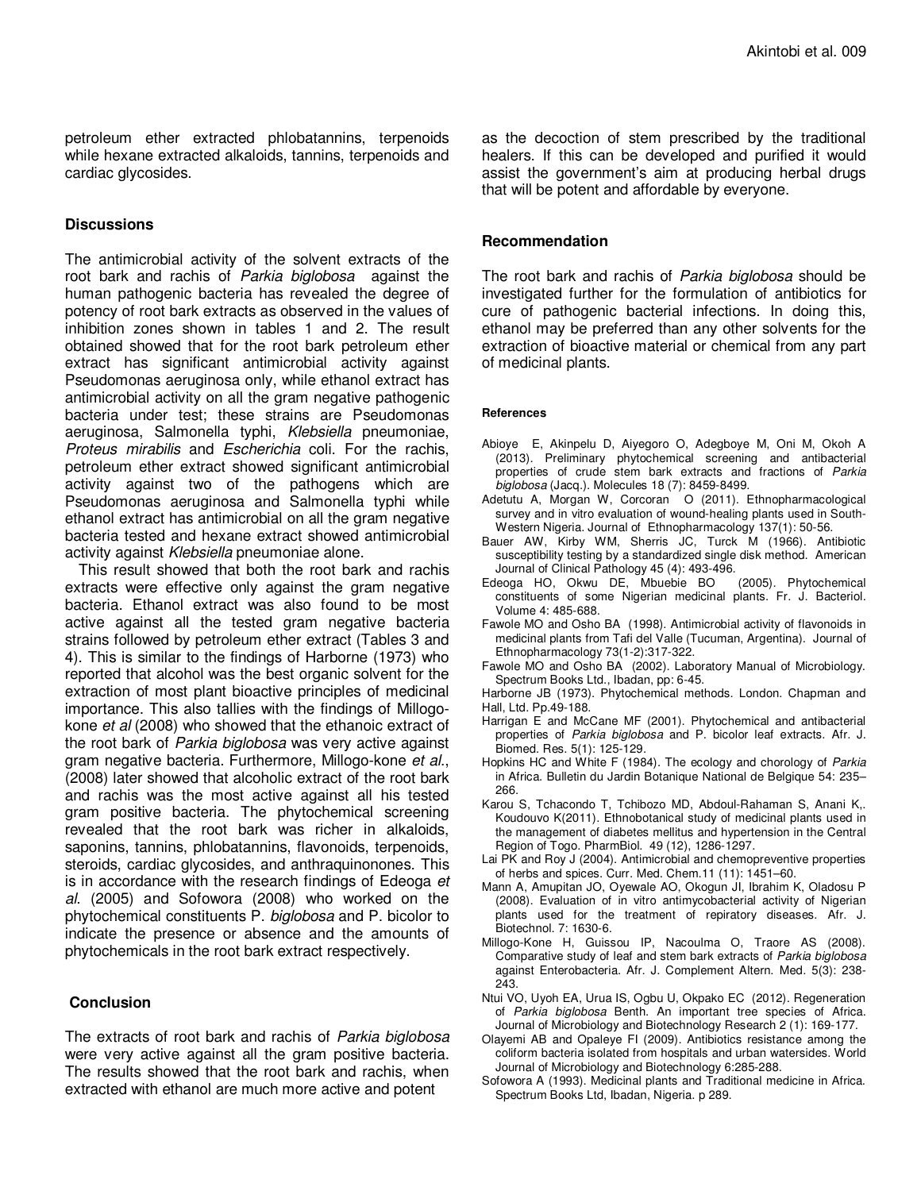petroleum ether extracted phlobatannins, terpenoids while hexane extracted alkaloids, tannins, terpenoids and cardiac glycosides.

## Discussions

The antimicrobial activity of the solvent extracts of the root bark and rachis of *Parkia biglobosa* against the human pathogenic bacteria has revealed the degree of potency of root bark extracts as observed in the values of inhibition zones shown in tables 1 and 2. The result obtained showed that for the root bark petroleum ether extract has significant antimicrobial activity against Pseudomonas aeruginosa only, while ethanol extract has antimicrobial activity on all the gram negative pathogenic bacteria under test; these strains are Pseudomonas aeruginosa, Salmonella typhi, *Klebsiella* pneumoniae, *Proteus mirabilis* and *Escherichia* coli. For the rachis, petroleum ether extract showed significant antimicrobial activity against two of the pathogens which are Pseudomonas aeruginosa and Salmonella typhi while ethanol extract has antimicrobial on all the gram negative bacteria tested and hexane extract showed antimicrobial activity against *Klebsiella* pneumoniae alone.

This result showed that both the root bark and rachis extracts were effective only against the gram negative bacteria. Ethanol extract was also found to be most active against all the tested gram negative bacteria strains followed by petroleum ether extract (Tables 3 and 4). This is similar to the findings of Harborne (1973) who reported that alcohol was the best organic solvent for the extraction of most plant bioactive principles of medicinal importance. This also tallies with the findings of Millogo-kone *et al* (2008) who showed that the ethanoic extract of the root bark of *Parkia biglobosa* was very active against gram negative bacteria. Furthermore, Millogo-kone *et al*., (2008) later showed that alcoholic extract of the root bark and rachis was the most active against all his tested gram positive bacteria. The phytochemical screening revealed that the root bark was richer in alkaloids, saponins, tannins, phlobatannins, flavonoids, terpenoids, steroids, cardiac glycosides, and anthraquinonones. This is in accordance with the research findings of Edeoga *et al*. (2005) and Sofowora (2008) who worked on the phytochemical constituents P. *biglobosa* and P. bicolor to indicate the presence or absence and the amounts of phytochemicals in the root bark extract respectively.

## Conclusion

The extracts of root bark and rachis of *Parkia biglobosa* were very active against all the gram positive bacteria. The results showed that the root bark and rachis, when extracted with ethanol are much more active and potent as the decoction of stem prescribed by the traditional healers. If this can be developed and purified it would assist the government's aim at producing herbal drugs that will be potent and affordable by everyone.

## Recommendation

The root bark and rachis of *Parkia biglobosa* should be investigated further for the formulation of antibiotics for cure of pathogenic bacterial infections. In doing this, ethanol may be preferred than any other solvents for the extraction of bioactive material or chemical from any part of medicinal plants.

### References

Abioye E, Akinpelu D, Aiyegoro O, Adegboye M, Oni M, Okoh A (2013). Preliminary phytochemical screening and antibacterial properties of crude stem bark extracts and fractions of *Parkia biglobosa* (Jacq.). Molecules 18 (7): 8459-8499.

Adetutu A, Morgan W, Corcoran O (2011). Ethnopharmacological survey and in vitro evaluation of wound-healing plants used in South-Western Nigeria. Journal of Ethnopharmacology 137(1): 50-56.

Bauer AW, Kirby WM, Sherris JC, Turck M (1966). Antibiotic susceptibility testing by a standardized single disk method. American Journal of Clinical Pathology 45 (4): 493-496.

Edeoga HO, Okwu DE, Mbuebie BO (2005). Phytochemical constituents of some Nigerian medicinal plants. Fr. J. Bacteriol. Volume 4: 485-688.

Fawole MO and Osho BA (1998). Antimicrobial activity of flavonoids in medicinal plants from Tafi del Valle (Tucuman, Argentina). Journal of Ethnopharmacology 73(1-2):317-322.

Fawole MO and Osho BA (2002). Laboratory Manual of Microbiology. Spectrum Books Ltd., Ibadan, pp: 6-45.

Harborne JB (1973). Phytochemical methods. London. Chapman and Hall, Ltd. Pp.49-188.

Harrigan E and McCane MF (2001). Phytochemical and antibacterial properties of *Parkia biglobosa* and P. bicolor leaf extracts. Afr. J. Biomed. Res. 5(1): 125-129.

Hopkins HC and White F (1984). The ecology and chorology of *Parkia* in Africa. Bulletin du Jardin Botanique National de Belgique 54: 235–266.

Karou S, Tchacondo T, Tchibozo MD, Abdoul-Rahaman S, Anani K,. Koudouvo K(2011). Ethnobotanical study of medicinal plants used in the management of diabetes mellitus and hypertension in the Central Region of Togo. PharmBiol. 49 (12), 1286-1297.

Lai PK and Roy J (2004). Antimicrobial and chemopreventive properties of herbs and spices. Curr. Med. Chem.11 (11): 1451–60.

Mann A, Amupitan JO, Oyewale AO, Okogun JI, Ibrahim K, Oladosu P (2008). Evaluation of in vitro antimycobacterial activity of Nigerian plants used for the treatment of repiratory diseases. Afr. J. Biotechnol. 7: 1630-6.

Millogo-Kone H, Guissou IP, Nacoulma O, Traore AS (2008). Comparative study of leaf and stem bark extracts of *Parkia biglobosa* against Enterobacteria. Afr. J. Complement Altern. Med. 5(3): 238-243.

Ntui VO, Uyoh EA, Urua IS, Ogbu U, Okpako EC (2012). Regeneration of *Parkia biglobosa* Benth. An important tree species of Africa. Journal of Microbiology and Biotechnology Research 2 (1): 169-177.

Olayemi AB and Opaleye FI (2009). Antibiotics resistance among the coliform bacteria isolated from hospitals and urban watersides. World Journal of Microbiology and Biotechnology 6:285-288.

Sofowora A (1993). Medicinal plants and Traditional medicine in Africa. Spectrum Books Ltd, Ibadan, Nigeria. p 289.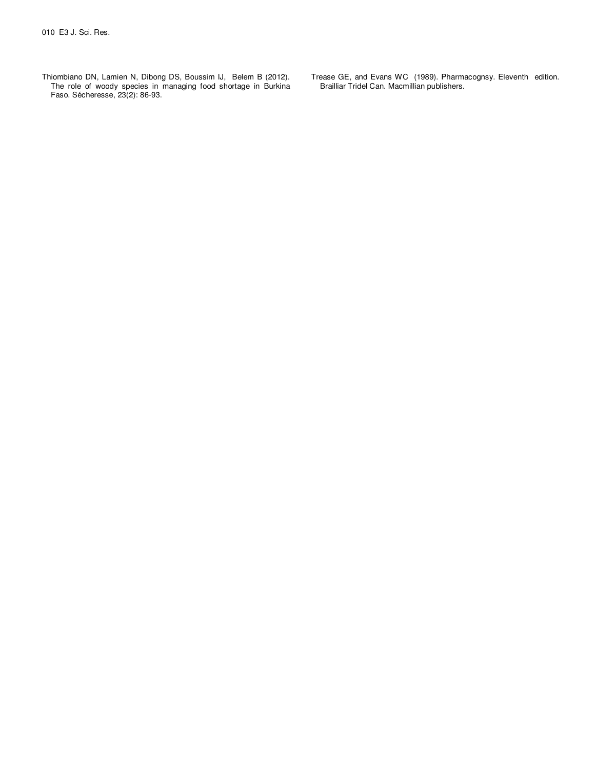Thiombiano DN, Lamien N, Dibong DS, Boussim IJ, Belem B (2012). The role of woody species in managing food shortage in Burkina Faso. Sécheresse, 23(2): 86-93.

Trease GE, and Evans WC (1989). Pharmacognsy. Eleventh edition. Brailliar Tridel Can. Macmillian publishers.